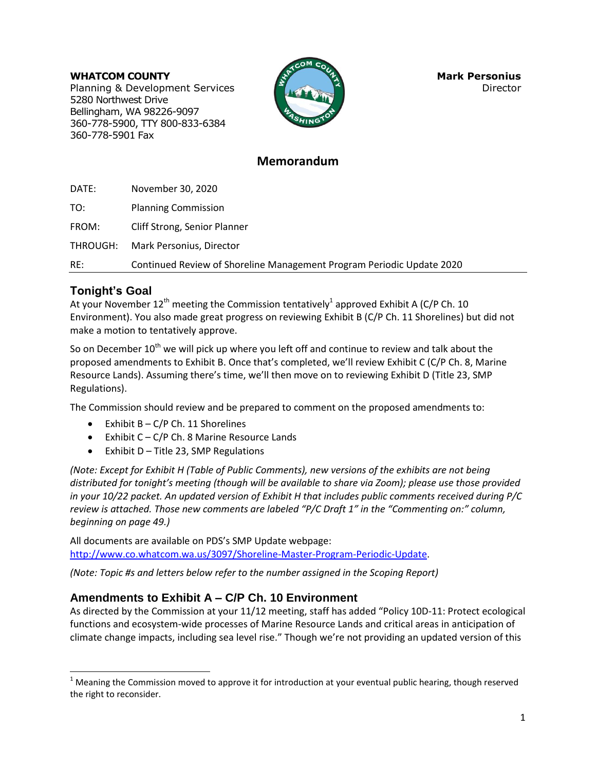**WHATCOM COUNTY**
Planning & Development Services
5280 Northwest Drive
Bellingham, WA 98226-9097
360-778-5900, TTY 800-833-6384
360-778-5901 Fax

**Mark Personius**
Director

## Memorandum

DATE: November 30, 2020

TO: Planning Commission

FROM: Cliff Strong, Senior Planner

THROUGH: Mark Personius, Director

RE: Continued Review of Shoreline Management Program Periodic Update 2020

## Tonight's Goal

At your November 12th meeting the Commission tentatively[1] approved Exhibit A (C/P Ch. 10 Environment). You also made great progress on reviewing Exhibit B (C/P Ch. 11 Shorelines) but did not make a motion to tentatively approve.

So on December 10th we will pick up where you left off and continue to review and talk about the proposed amendments to Exhibit B. Once that's completed, we'll review Exhibit C (C/P Ch. 8, Marine Resource Lands). Assuming there's time, we'll then move on to reviewing Exhibit D (Title 23, SMP Regulations).

The Commission should review and be prepared to comment on the proposed amendments to:

- Exhibit B – C/P Ch. 11 Shorelines
- Exhibit C – C/P Ch. 8 Marine Resource Lands
- Exhibit D – Title 23, SMP Regulations

*(Note: Except for Exhibit H (Table of Public Comments), new versions of the exhibits are not being distributed for tonight's meeting (though will be available to share via Zoom); please use those provided in your 10/22 packet. An updated version of Exhibit H that includes public comments received during P/C review is attached. Those new comments are labeled "P/C Draft 1" in the "Commenting on:" column, beginning on page 49.)*

All documents are available on PDS's SMP Update webpage: http://www.co.whatcom.wa.us/3097/Shoreline-Master-Program-Periodic-Update.

*(Note: Topic #s and letters below refer to the number assigned in the Scoping Report)*

## Amendments to Exhibit A – C/P Ch. 10 Environment

As directed by the Commission at your 11/12 meeting, staff has added "Policy 10D-11: Protect ecological functions and ecosystem-wide processes of Marine Resource Lands and critical areas in anticipation of climate change impacts, including sea level rise." Though we're not providing an updated version of this

[1] Meaning the Commission moved to approve it for introduction at your eventual public hearing, though reserved the right to reconsider.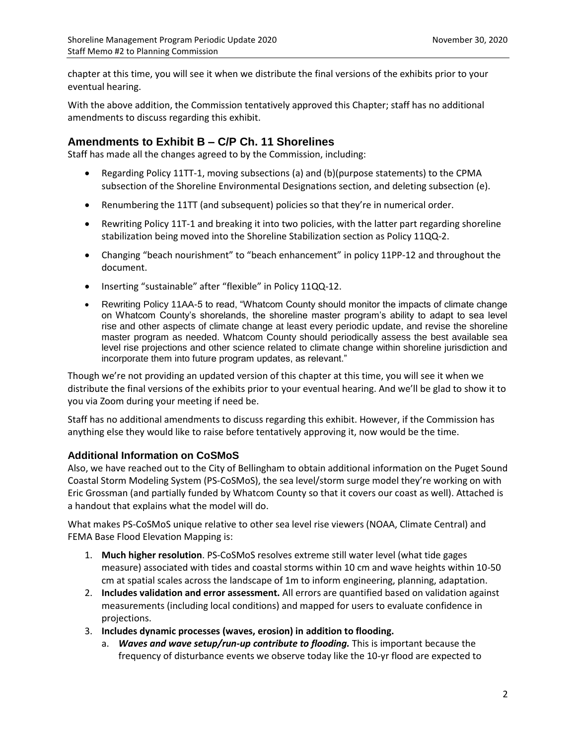chapter at this time, you will see it when we distribute the final versions of the exhibits prior to your eventual hearing.

With the above addition, the Commission tentatively approved this Chapter; staff has no additional amendments to discuss regarding this exhibit.

## Amendments to Exhibit B – C/P Ch. 11 Shorelines

Staff has made all the changes agreed to by the Commission, including:

- Regarding Policy 11TT-1, moving subsections (a) and (b)(purpose statements) to the CPMA subsection of the Shoreline Environmental Designations section, and deleting subsection (e).
- Renumbering the 11TT (and subsequent) policies so that they're in numerical order.
- Rewriting Policy 11T-1 and breaking it into two policies, with the latter part regarding shoreline stabilization being moved into the Shoreline Stabilization section as Policy 11QQ-2.
- Changing "beach nourishment" to "beach enhancement" in policy 11PP-12 and throughout the document.
- Inserting "sustainable" after "flexible" in Policy 11QQ-12.
- Rewriting Policy 11AA-5 to read, "Whatcom County should monitor the impacts of climate change on Whatcom County's shorelands, the shoreline master program's ability to adapt to sea level rise and other aspects of climate change at least every periodic update, and revise the shoreline master program as needed. Whatcom County should periodically assess the best available sea level rise projections and other science related to climate change within shoreline jurisdiction and incorporate them into future program updates, as relevant."

Though we're not providing an updated version of this chapter at this time, you will see it when we distribute the final versions of the exhibits prior to your eventual hearing. And we'll be glad to show it to you via Zoom during your meeting if need be.

Staff has no additional amendments to discuss regarding this exhibit. However, if the Commission has anything else they would like to raise before tentatively approving it, now would be the time.

### Additional Information on CoSMoS

Also, we have reached out to the City of Bellingham to obtain additional information on the Puget Sound Coastal Storm Modeling System (PS-CoSMoS), the sea level/storm surge model they're working on with Eric Grossman (and partially funded by Whatcom County so that it covers our coast as well). Attached is a handout that explains what the model will do.

What makes PS-CoSMoS unique relative to other sea level rise viewers (NOAA, Climate Central) and FEMA Base Flood Elevation Mapping is:

1. **Much higher resolution**. PS-CoSMoS resolves extreme still water level (what tide gages measure) associated with tides and coastal storms within 10 cm and wave heights within 10-50 cm at spatial scales across the landscape of 1m to inform engineering, planning, adaptation.
2. **Includes validation and error assessment.** All errors are quantified based on validation against measurements (including local conditions) and mapped for users to evaluate confidence in projections.
3. **Includes dynamic processes (waves, erosion) in addition to flooding.**
   a. ***Waves and wave setup/run-up contribute to flooding.*** This is important because the frequency of disturbance events we observe today like the 10-yr flood are expected to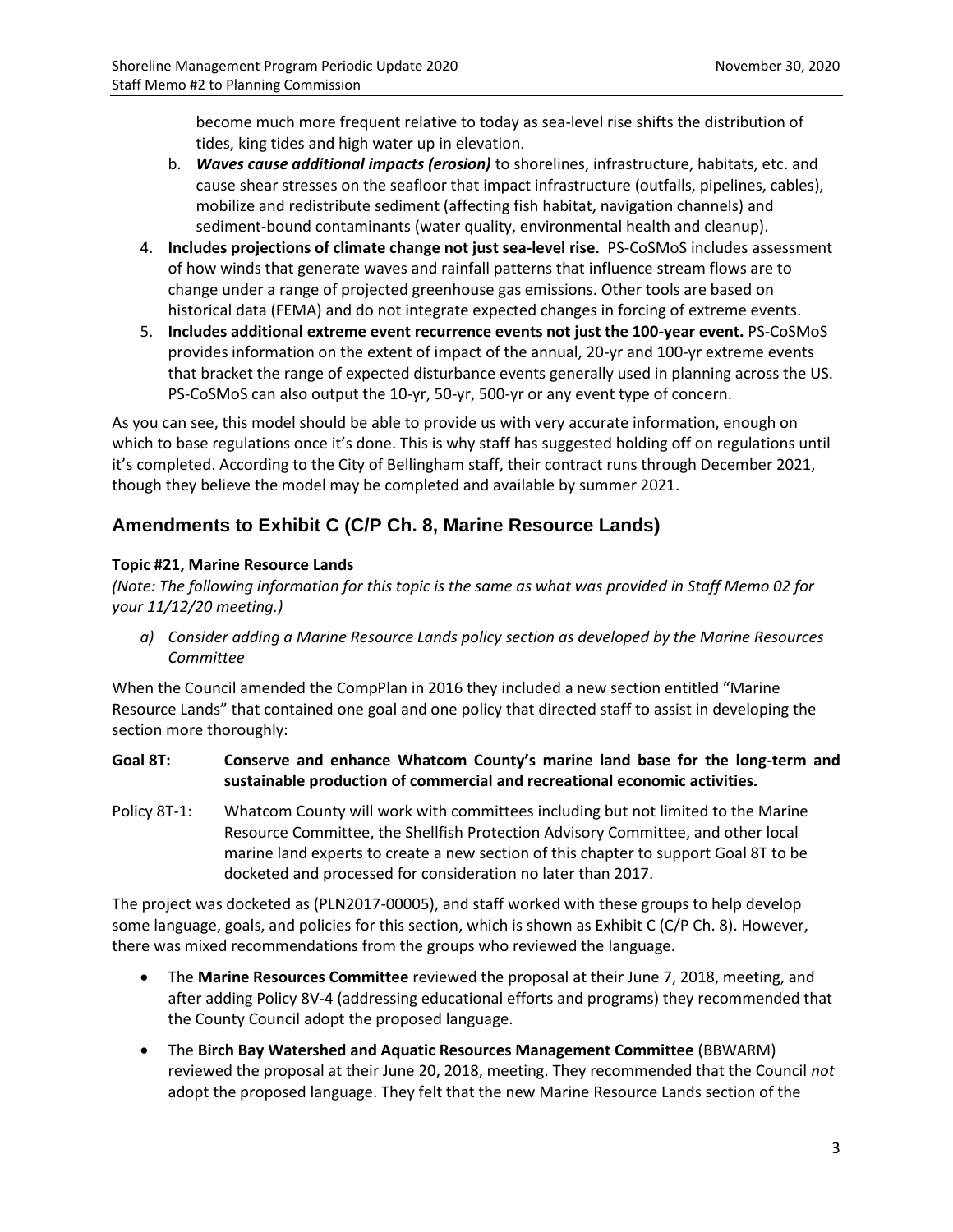become much more frequent relative to today as sea-level rise shifts the distribution of tides, king tides and high water up in elevation.

   b. ***Waves cause additional impacts (erosion)*** to shorelines, infrastructure, habitats, etc. and cause shear stresses on the seafloor that impact infrastructure (outfalls, pipelines, cables), mobilize and redistribute sediment (affecting fish habitat, navigation channels) and sediment-bound contaminants (water quality, environmental health and cleanup).

4. **Includes projections of climate change not just sea-level rise.** PS-CoSMoS includes assessment of how winds that generate waves and rainfall patterns that influence stream flows are to change under a range of projected greenhouse gas emissions. Other tools are based on historical data (FEMA) and do not integrate expected changes in forcing of extreme events.
5. **Includes additional extreme event recurrence events not just the 100-year event.** PS-CoSMoS provides information on the extent of impact of the annual, 20-yr and 100-yr extreme events that bracket the range of expected disturbance events generally used in planning across the US. PS-CoSMoS can also output the 10-yr, 50-yr, 500-yr or any event type of concern.

As you can see, this model should be able to provide us with very accurate information, enough on which to base regulations once it's done. This is why staff has suggested holding off on regulations until it's completed. According to the City of Bellingham staff, their contract runs through December 2021, though they believe the model may be completed and available by summer 2021.

## Amendments to Exhibit C (C/P Ch. 8, Marine Resource Lands)

### Topic #21, Marine Resource Lands

*(Note: The following information for this topic is the same as what was provided in Staff Memo 02 for your 11/12/20 meeting.)*

*a) Consider adding a Marine Resource Lands policy section as developed by the Marine Resources Committee*

When the Council amended the CompPlan in 2016 they included a new section entitled "Marine Resource Lands" that contained one goal and one policy that directed staff to assist in developing the section more thoroughly:

**Goal 8T: Conserve and enhance Whatcom County's marine land base for the long-term and sustainable production of commercial and recreational economic activities.**

Policy 8T-1: Whatcom County will work with committees including but not limited to the Marine Resource Committee, the Shellfish Protection Advisory Committee, and other local marine land experts to create a new section of this chapter to support Goal 8T to be docketed and processed for consideration no later than 2017.

The project was docketed as (PLN2017-00005), and staff worked with these groups to help develop some language, goals, and policies for this section, which is shown as Exhibit C (C/P Ch. 8). However, there was mixed recommendations from the groups who reviewed the language.

- The **Marine Resources Committee** reviewed the proposal at their June 7, 2018, meeting, and after adding Policy 8V-4 (addressing educational efforts and programs) they recommended that the County Council adopt the proposed language.
- The **Birch Bay Watershed and Aquatic Resources Management Committee** (BBWARM) reviewed the proposal at their June 20, 2018, meeting. They recommended that the Council *not* adopt the proposed language. They felt that the new Marine Resource Lands section of the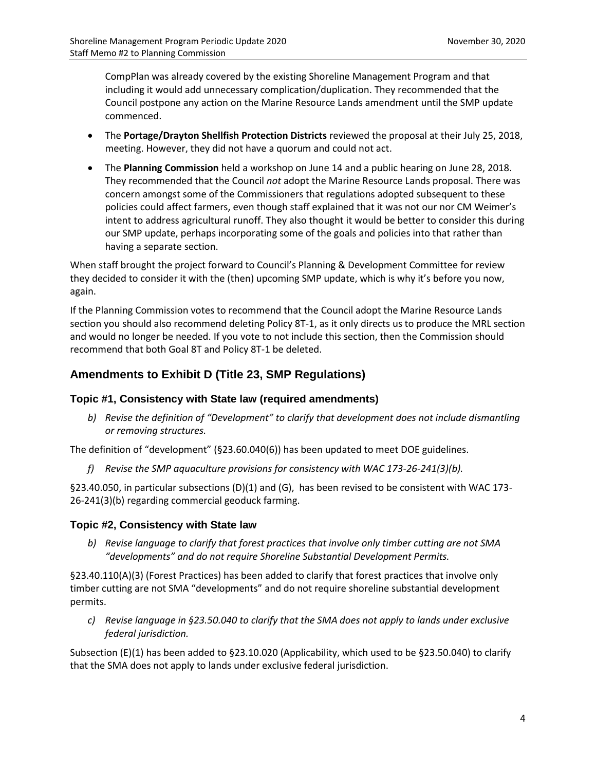CompPlan was already covered by the existing Shoreline Management Program and that including it would add unnecessary complication/duplication. They recommended that the Council postpone any action on the Marine Resource Lands amendment until the SMP update commenced.

- The **Portage/Drayton Shellfish Protection Districts** reviewed the proposal at their July 25, 2018, meeting. However, they did not have a quorum and could not act.
- The **Planning Commission** held a workshop on June 14 and a public hearing on June 28, 2018. They recommended that the Council *not* adopt the Marine Resource Lands proposal. There was concern amongst some of the Commissioners that regulations adopted subsequent to these policies could affect farmers, even though staff explained that it was not our nor CM Weimer's intent to address agricultural runoff. They also thought it would be better to consider this during our SMP update, perhaps incorporating some of the goals and policies into that rather than having a separate section.

When staff brought the project forward to Council's Planning & Development Committee for review they decided to consider it with the (then) upcoming SMP update, which is why it's before you now, again.

If the Planning Commission votes to recommend that the Council adopt the Marine Resource Lands section you should also recommend deleting Policy 8T-1, as it only directs us to produce the MRL section and would no longer be needed. If you vote to not include this section, then the Commission should recommend that both Goal 8T and Policy 8T-1 be deleted.

## Amendments to Exhibit D (Title 23, SMP Regulations)

### Topic #1, Consistency with State law (required amendments)

*b) Revise the definition of "Development" to clarify that development does not include dismantling or removing structures.*

The definition of "development" (§23.60.040(6)) has been updated to meet DOE guidelines.

*f) Revise the SMP aquaculture provisions for consistency with WAC 173-26-241(3)(b).*

§23.40.050, in particular subsections (D)(1) and (G), has been revised to be consistent with WAC 173-26-241(3)(b) regarding commercial geoduck farming.

### Topic #2, Consistency with State law

*b) Revise language to clarify that forest practices that involve only timber cutting are not SMA "developments" and do not require Shoreline Substantial Development Permits.*

§23.40.110(A)(3) (Forest Practices) has been added to clarify that forest practices that involve only timber cutting are not SMA "developments" and do not require shoreline substantial development permits.

*c) Revise language in §23.50.040 to clarify that the SMA does not apply to lands under exclusive federal jurisdiction.*

Subsection (E)(1) has been added to §23.10.020 (Applicability, which used to be §23.50.040) to clarify that the SMA does not apply to lands under exclusive federal jurisdiction.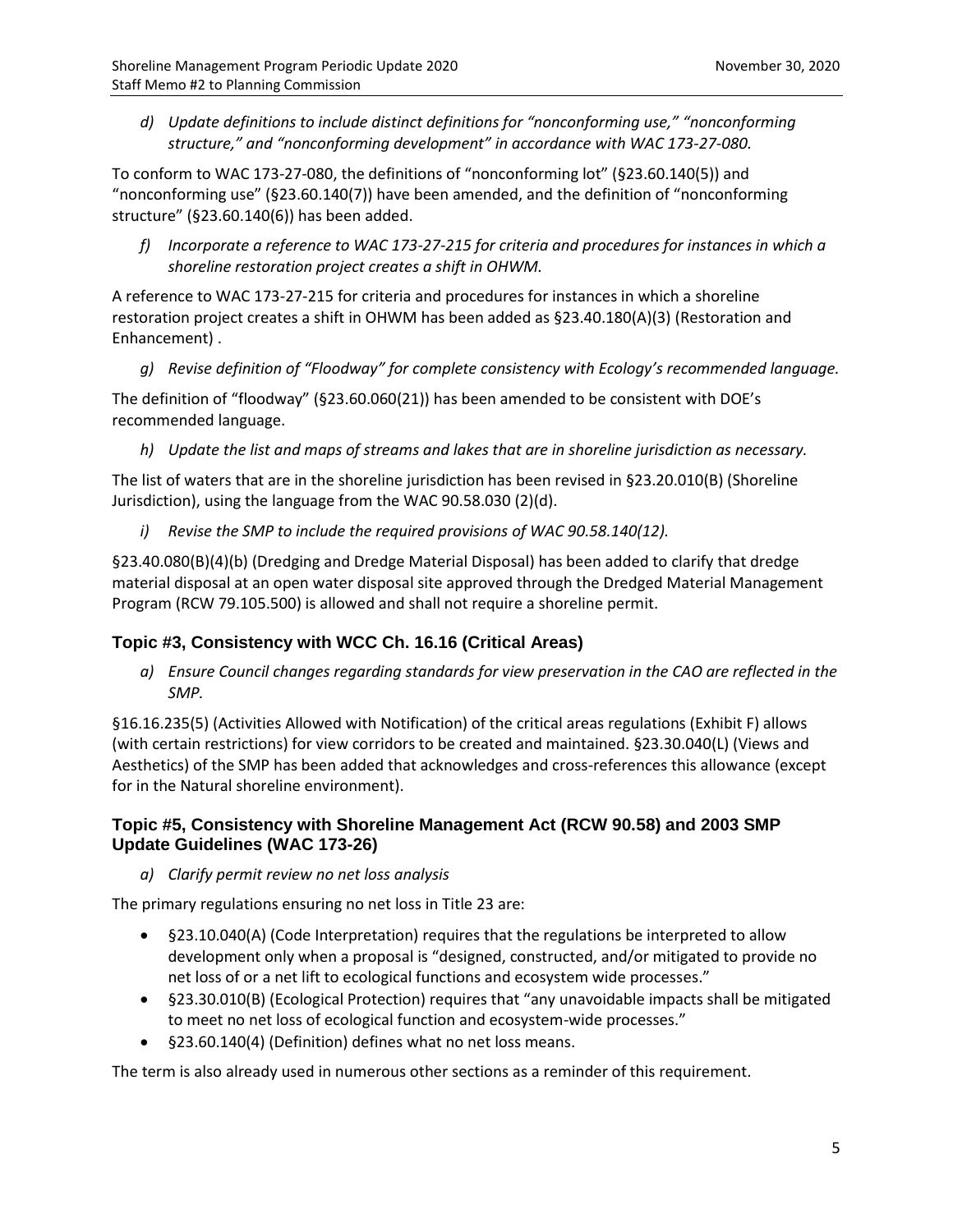*d) Update definitions to include distinct definitions for "nonconforming use," "nonconforming structure," and "nonconforming development" in accordance with WAC 173-27-080.*

To conform to WAC 173-27-080, the definitions of "nonconforming lot" (§23.60.140(5)) and "nonconforming use" (§23.60.140(7)) have been amended, and the definition of "nonconforming structure" (§23.60.140(6)) has been added.

*f) Incorporate a reference to WAC 173-27-215 for criteria and procedures for instances in which a shoreline restoration project creates a shift in OHWM.*

A reference to WAC 173-27-215 for criteria and procedures for instances in which a shoreline restoration project creates a shift in OHWM has been added as §23.40.180(A)(3) (Restoration and Enhancement) .

*g) Revise definition of "Floodway" for complete consistency with Ecology's recommended language.*

The definition of "floodway" (§23.60.060(21)) has been amended to be consistent with DOE's recommended language.

*h) Update the list and maps of streams and lakes that are in shoreline jurisdiction as necessary.*

The list of waters that are in the shoreline jurisdiction has been revised in §23.20.010(B) (Shoreline Jurisdiction), using the language from the WAC 90.58.030 (2)(d).

*i) Revise the SMP to include the required provisions of WAC 90.58.140(12).*

§23.40.080(B)(4)(b) (Dredging and Dredge Material Disposal) has been added to clarify that dredge material disposal at an open water disposal site approved through the Dredged Material Management Program (RCW 79.105.500) is allowed and shall not require a shoreline permit.

### Topic #3, Consistency with WCC Ch. 16.16 (Critical Areas)

*a) Ensure Council changes regarding standards for view preservation in the CAO are reflected in the SMP.*

§16.16.235(5) (Activities Allowed with Notification) of the critical areas regulations (Exhibit F) allows (with certain restrictions) for view corridors to be created and maintained. §23.30.040(L) (Views and Aesthetics) of the SMP has been added that acknowledges and cross-references this allowance (except for in the Natural shoreline environment).

### Topic #5, Consistency with Shoreline Management Act (RCW 90.58) and 2003 SMP Update Guidelines (WAC 173-26)

*a) Clarify permit review no net loss analysis*

The primary regulations ensuring no net loss in Title 23 are:

- §23.10.040(A) (Code Interpretation) requires that the regulations be interpreted to allow development only when a proposal is "designed, constructed, and/or mitigated to provide no net loss of or a net lift to ecological functions and ecosystem wide processes."
- §23.30.010(B) (Ecological Protection) requires that "any unavoidable impacts shall be mitigated to meet no net loss of ecological function and ecosystem-wide processes."
- §23.60.140(4) (Definition) defines what no net loss means.

The term is also already used in numerous other sections as a reminder of this requirement.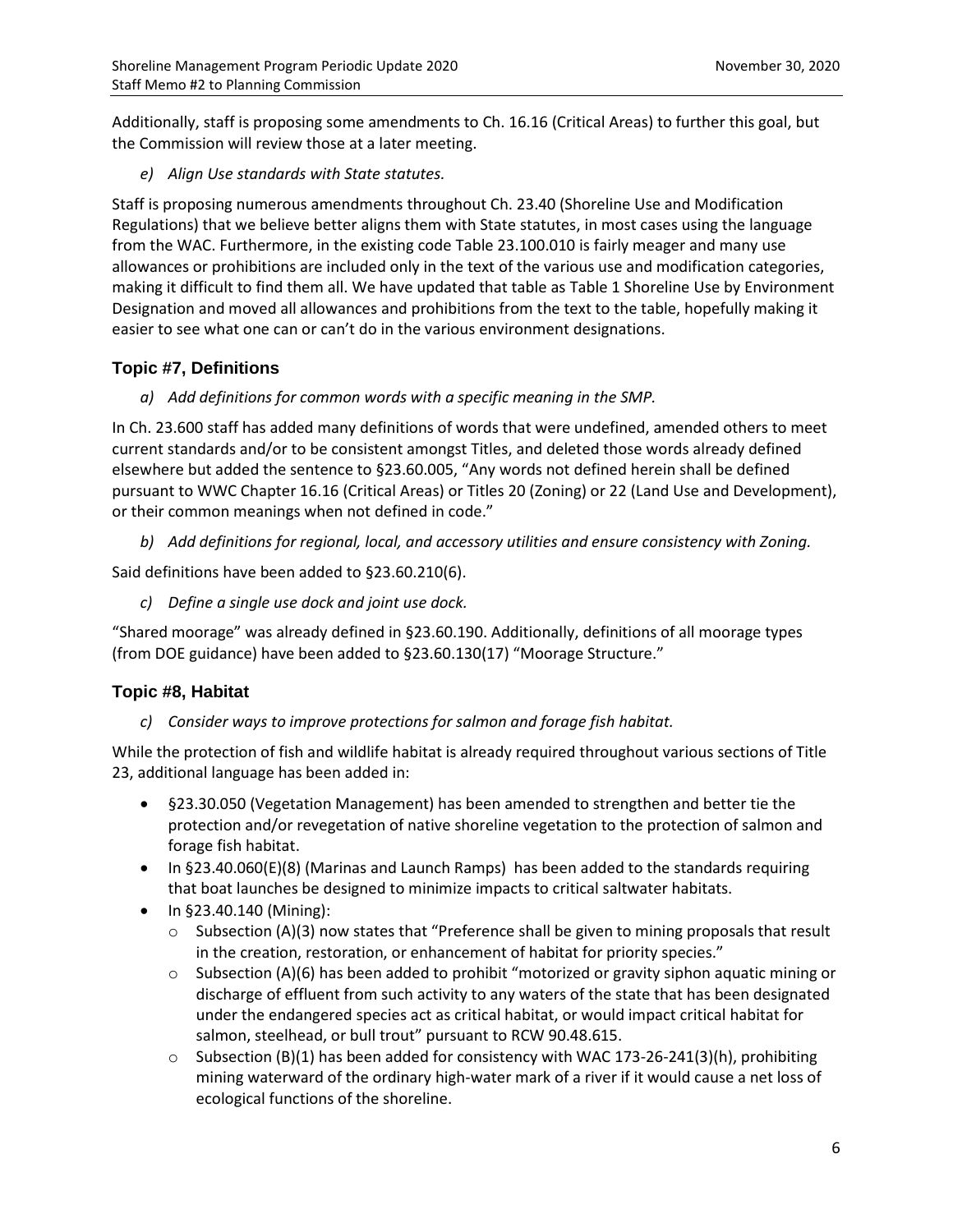Additionally, staff is proposing some amendments to Ch. 16.16 (Critical Areas) to further this goal, but the Commission will review those at a later meeting.

*e) Align Use standards with State statutes.*

Staff is proposing numerous amendments throughout Ch. 23.40 (Shoreline Use and Modification Regulations) that we believe better aligns them with State statutes, in most cases using the language from the WAC. Furthermore, in the existing code Table 23.100.010 is fairly meager and many use allowances or prohibitions are included only in the text of the various use and modification categories, making it difficult to find them all. We have updated that table as Table 1 Shoreline Use by Environment Designation and moved all allowances and prohibitions from the text to the table, hopefully making it easier to see what one can or can't do in the various environment designations.

### Topic #7, Definitions

*a) Add definitions for common words with a specific meaning in the SMP.*

In Ch. 23.600 staff has added many definitions of words that were undefined, amended others to meet current standards and/or to be consistent amongst Titles, and deleted those words already defined elsewhere but added the sentence to §23.60.005, "Any words not defined herein shall be defined pursuant to WWC Chapter 16.16 (Critical Areas) or Titles 20 (Zoning) or 22 (Land Use and Development), or their common meanings when not defined in code."

*b) Add definitions for regional, local, and accessory utilities and ensure consistency with Zoning.*

Said definitions have been added to §23.60.210(6).

*c) Define a single use dock and joint use dock.*

"Shared moorage" was already defined in §23.60.190. Additionally, definitions of all moorage types (from DOE guidance) have been added to §23.60.130(17) "Moorage Structure."

### Topic #8, Habitat

*c) Consider ways to improve protections for salmon and forage fish habitat.*

While the protection of fish and wildlife habitat is already required throughout various sections of Title 23, additional language has been added in:

- §23.30.050 (Vegetation Management) has been amended to strengthen and better tie the protection and/or revegetation of native shoreline vegetation to the protection of salmon and forage fish habitat.
- In §23.40.060(E)(8) (Marinas and Launch Ramps) has been added to the standards requiring that boat launches be designed to minimize impacts to critical saltwater habitats.
- In §23.40.140 (Mining):
  - Subsection (A)(3) now states that "Preference shall be given to mining proposals that result in the creation, restoration, or enhancement of habitat for priority species."
  - Subsection (A)(6) has been added to prohibit "motorized or gravity siphon aquatic mining or discharge of effluent from such activity to any waters of the state that has been designated under the endangered species act as critical habitat, or would impact critical habitat for salmon, steelhead, or bull trout" pursuant to RCW 90.48.615.
  - Subsection (B)(1) has been added for consistency with WAC 173-26-241(3)(h), prohibiting mining waterward of the ordinary high-water mark of a river if it would cause a net loss of ecological functions of the shoreline.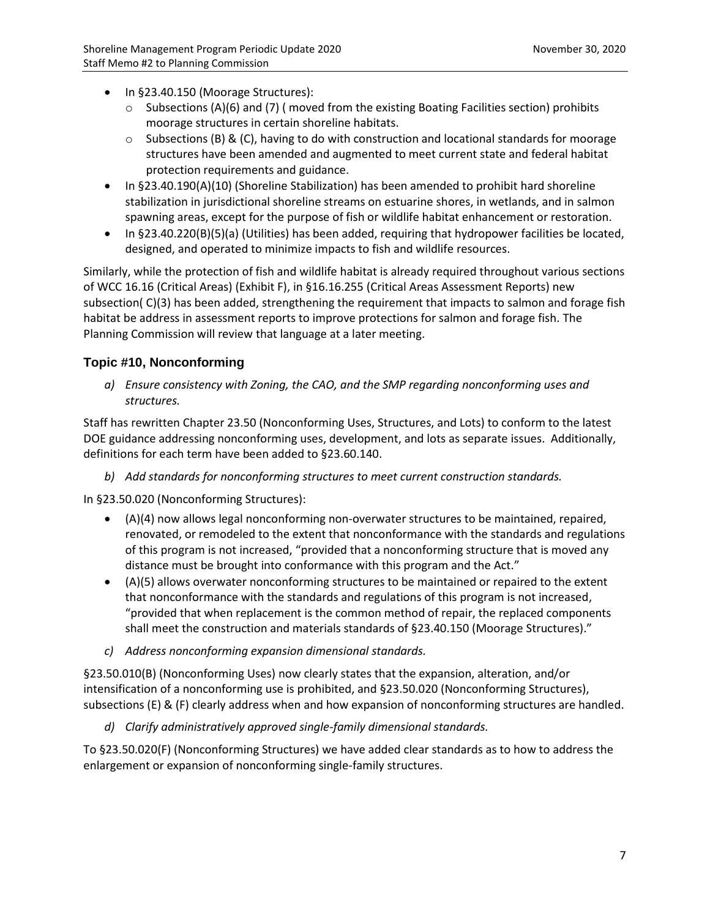- In §23.40.150 (Moorage Structures):
  - Subsections (A)(6) and (7) ( moved from the existing Boating Facilities section) prohibits moorage structures in certain shoreline habitats.
  - Subsections (B) & (C), having to do with construction and locational standards for moorage structures have been amended and augmented to meet current state and federal habitat protection requirements and guidance.
- In §23.40.190(A)(10) (Shoreline Stabilization) has been amended to prohibit hard shoreline stabilization in jurisdictional shoreline streams on estuarine shores, in wetlands, and in salmon spawning areas, except for the purpose of fish or wildlife habitat enhancement or restoration.
- In §23.40.220(B)(5)(a) (Utilities) has been added, requiring that hydropower facilities be located, designed, and operated to minimize impacts to fish and wildlife resources.

Similarly, while the protection of fish and wildlife habitat is already required throughout various sections of WCC 16.16 (Critical Areas) (Exhibit F), in §16.16.255 (Critical Areas Assessment Reports) new subsection( C)(3) has been added, strengthening the requirement that impacts to salmon and forage fish habitat be address in assessment reports to improve protections for salmon and forage fish. The Planning Commission will review that language at a later meeting.

### Topic #10, Nonconforming

*a) Ensure consistency with Zoning, the CAO, and the SMP regarding nonconforming uses and structures.*

Staff has rewritten Chapter 23.50 (Nonconforming Uses, Structures, and Lots) to conform to the latest DOE guidance addressing nonconforming uses, development, and lots as separate issues. Additionally, definitions for each term have been added to §23.60.140.

*b) Add standards for nonconforming structures to meet current construction standards.*

In §23.50.020 (Nonconforming Structures):

- (A)(4) now allows legal nonconforming non-overwater structures to be maintained, repaired, renovated, or remodeled to the extent that nonconformance with the standards and regulations of this program is not increased, "provided that a nonconforming structure that is moved any distance must be brought into conformance with this program and the Act."
- (A)(5) allows overwater nonconforming structures to be maintained or repaired to the extent that nonconformance with the standards and regulations of this program is not increased, "provided that when replacement is the common method of repair, the replaced components shall meet the construction and materials standards of §23.40.150 (Moorage Structures)."

*c) Address nonconforming expansion dimensional standards.*

§23.50.010(B) (Nonconforming Uses) now clearly states that the expansion, alteration, and/or intensification of a nonconforming use is prohibited, and §23.50.020 (Nonconforming Structures), subsections (E) & (F) clearly address when and how expansion of nonconforming structures are handled.

*d) Clarify administratively approved single-family dimensional standards.*

To §23.50.020(F) (Nonconforming Structures) we have added clear standards as to how to address the enlargement or expansion of nonconforming single-family structures.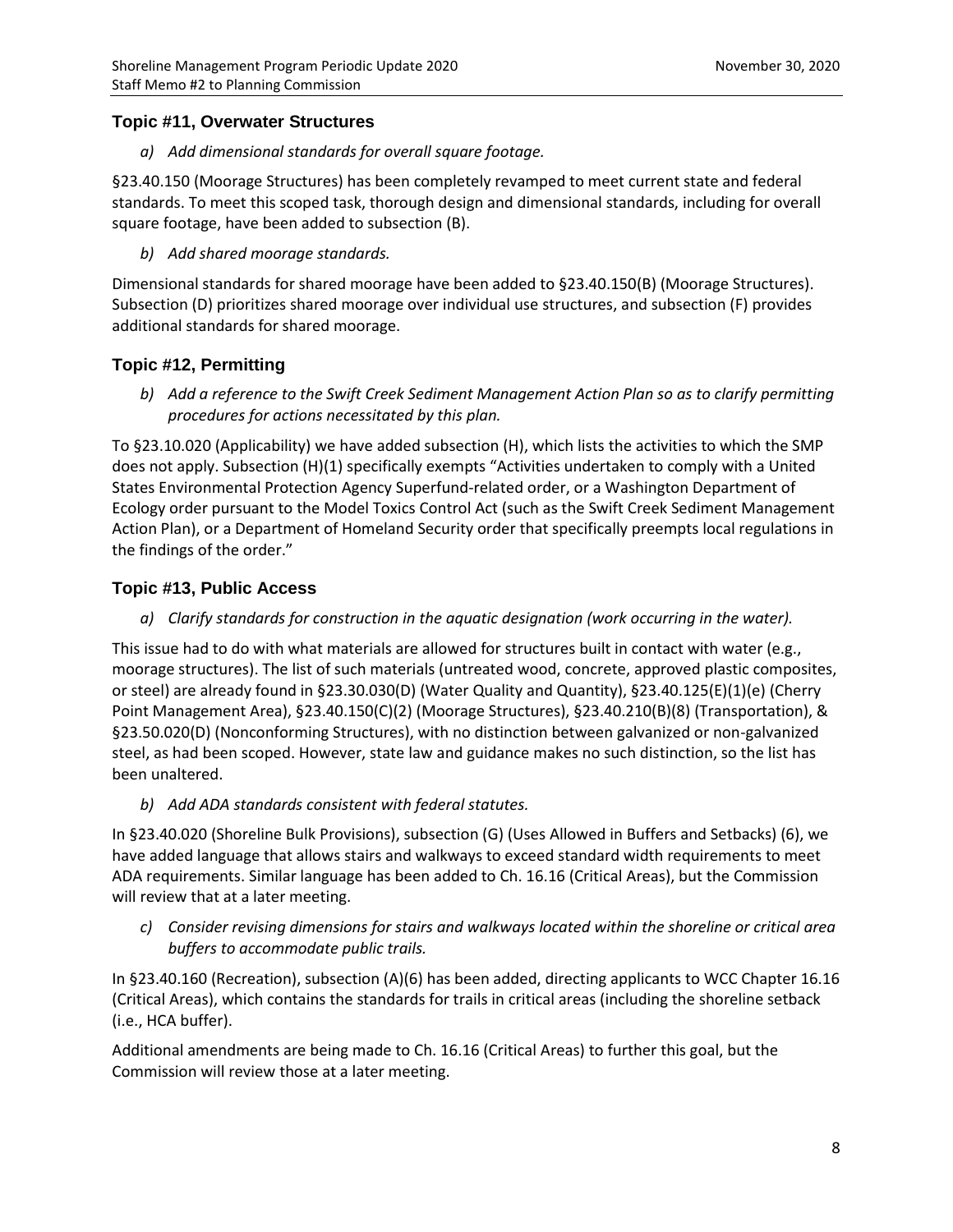### Topic #11, Overwater Structures

*a) Add dimensional standards for overall square footage.*

§23.40.150 (Moorage Structures) has been completely revamped to meet current state and federal standards. To meet this scoped task, thorough design and dimensional standards, including for overall square footage, have been added to subsection (B).

*b) Add shared moorage standards.*

Dimensional standards for shared moorage have been added to §23.40.150(B) (Moorage Structures). Subsection (D) prioritizes shared moorage over individual use structures, and subsection (F) provides additional standards for shared moorage.

### Topic #12, Permitting

*b) Add a reference to the Swift Creek Sediment Management Action Plan so as to clarify permitting procedures for actions necessitated by this plan.*

To §23.10.020 (Applicability) we have added subsection (H), which lists the activities to which the SMP does not apply. Subsection (H)(1) specifically exempts "Activities undertaken to comply with a United States Environmental Protection Agency Superfund-related order, or a Washington Department of Ecology order pursuant to the Model Toxics Control Act (such as the Swift Creek Sediment Management Action Plan), or a Department of Homeland Security order that specifically preempts local regulations in the findings of the order."

### Topic #13, Public Access

*a) Clarify standards for construction in the aquatic designation (work occurring in the water).*

This issue had to do with what materials are allowed for structures built in contact with water (e.g., moorage structures). The list of such materials (untreated wood, concrete, approved plastic composites, or steel) are already found in §23.30.030(D) (Water Quality and Quantity), §23.40.125(E)(1)(e) (Cherry Point Management Area), §23.40.150(C)(2) (Moorage Structures), §23.40.210(B)(8) (Transportation), & §23.50.020(D) (Nonconforming Structures), with no distinction between galvanized or non-galvanized steel, as had been scoped. However, state law and guidance makes no such distinction, so the list has been unaltered.

*b) Add ADA standards consistent with federal statutes.*

In §23.40.020 (Shoreline Bulk Provisions), subsection (G) (Uses Allowed in Buffers and Setbacks) (6), we have added language that allows stairs and walkways to exceed standard width requirements to meet ADA requirements. Similar language has been added to Ch. 16.16 (Critical Areas), but the Commission will review that at a later meeting.

*c) Consider revising dimensions for stairs and walkways located within the shoreline or critical area buffers to accommodate public trails.*

In §23.40.160 (Recreation), subsection (A)(6) has been added, directing applicants to WCC Chapter 16.16 (Critical Areas), which contains the standards for trails in critical areas (including the shoreline setback (i.e., HCA buffer).

Additional amendments are being made to Ch. 16.16 (Critical Areas) to further this goal, but the Commission will review those at a later meeting.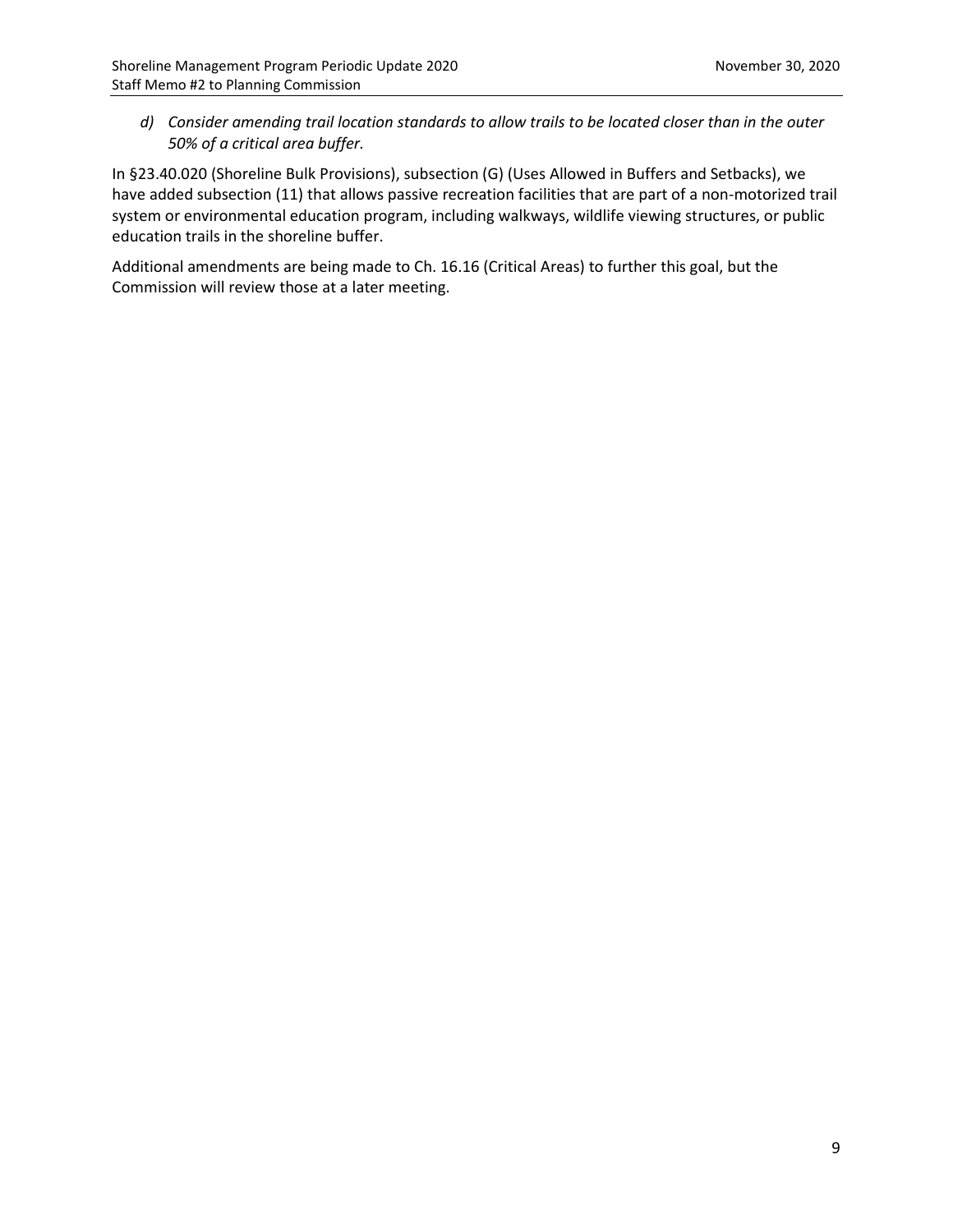*d) Consider amending trail location standards to allow trails to be located closer than in the outer 50% of a critical area buffer.*

In §23.40.020 (Shoreline Bulk Provisions), subsection (G) (Uses Allowed in Buffers and Setbacks), we have added subsection (11) that allows passive recreation facilities that are part of a non-motorized trail system or environmental education program, including walkways, wildlife viewing structures, or public education trails in the shoreline buffer.

Additional amendments are being made to Ch. 16.16 (Critical Areas) to further this goal, but the Commission will review those at a later meeting.